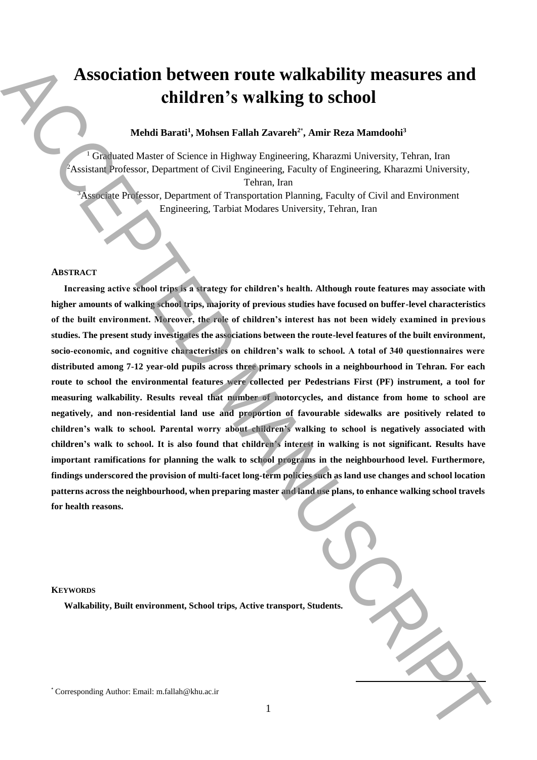# Association between route walkability measures and children's walking to school

**Mehdi Barati[1], Mohsen Fallah Zavareh[2*], Amir Reza Mamdoohi[3]**

[1] Graduated Master of Science in Highway Engineering, Kharazmi University, Tehran, Iran
[2] Assistant Professor, Department of Civil Engineering, Faculty of Engineering, Kharazmi University, Tehran, Iran
[3] Associate Professor, Department of Transportation Planning, Faculty of Civil and Environment Engineering, Tarbiat Modares University, Tehran, Iran

## ABSTRACT

**Increasing active school trips is a strategy for children's health. Although route features may associate with higher amounts of walking school trips, majority of previous studies have focused on buffer-level characteristics of the built environment. Moreover, the role of children's interest has not been widely examined in previous studies. The present study investigates the associations between the route-level features of the built environment, socio-economic, and cognitive characteristics on children's walk to school. A total of 340 questionnaires were distributed among 7-12 year-old pupils across three primary schools in a neighbourhood in Tehran. For each route to school the environmental features were collected per Pedestrians First (PF) instrument, a tool for measuring walkability. Results reveal that number of motorcycles, and distance from home to school are negatively, and non-residential land use and proportion of favourable sidewalks are positively related to children's walk to school. Parental worry about children's walking to school is negatively associated with children's walk to school. It is also found that children's interest in walking is not significant. Results have important ramifications for planning the walk to school programs in the neighbourhood level. Furthermore, findings underscored the provision of multi-facet long-term policies such as land use changes and school location patterns across the neighbourhood, when preparing master and land use plans, to enhance walking school travels for health reasons.**

## KEYWORDS

**Walkability, Built environment, School trips, Active transport, Students.**

[*] Corresponding Author: Email: m.fallah@khu.ac.ir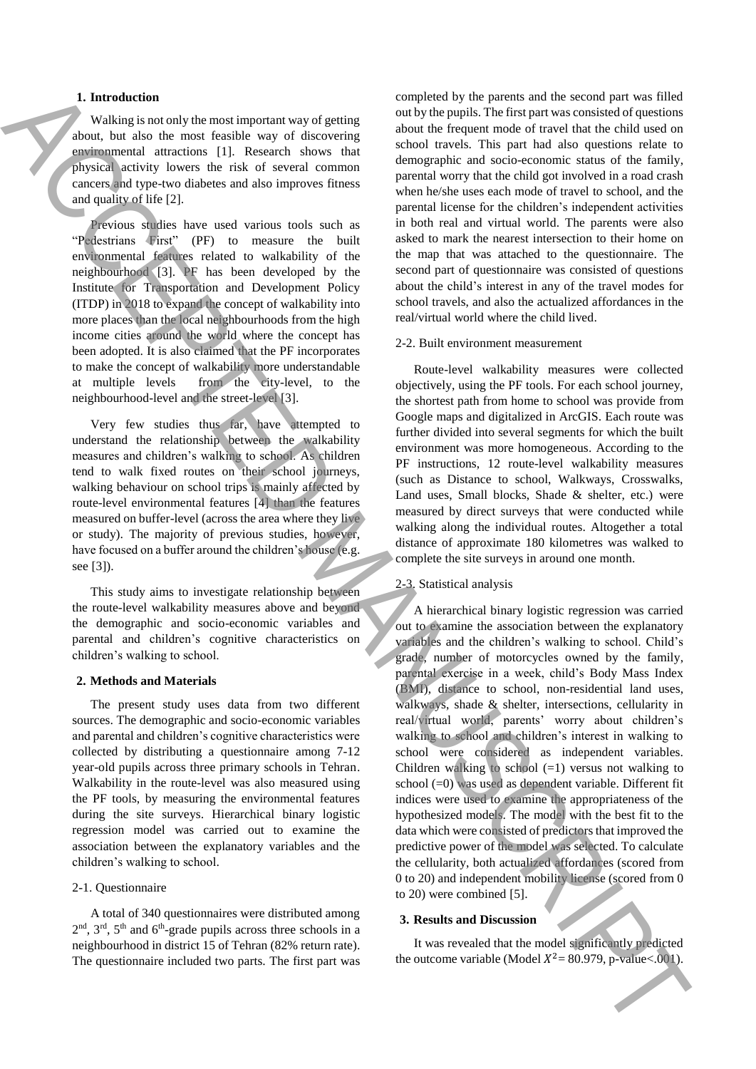## 1. Introduction

Walking is not only the most important way of getting about, but also the most feasible way of discovering environmental attractions [1]. Research shows that physical activity lowers the risk of several common cancers and type-two diabetes and also improves fitness and quality of life [2].

Previous studies have used various tools such as "Pedestrians First" (PF) to measure the built environmental features related to walkability of the neighbourhood [3]. PF has been developed by the Institute for Transportation and Development Policy (ITDP) in 2018 to expand the concept of walkability into more places than the local neighbourhoods from the high income cities around the world where the concept has been adopted. It is also claimed that the PF incorporates to make the concept of walkability more understandable at multiple levels from the city-level, to the neighbourhood-level and the street-level [3].

Very few studies thus far, have attempted to understand the relationship between the walkability measures and children's walking to school. As children tend to walk fixed routes on their school journeys, walking behaviour on school trips is mainly affected by route-level environmental features [4] than the features measured on buffer-level (across the area where they live or study). The majority of previous studies, however, have focused on a buffer around the children's house (e.g. see [3]).

This study aims to investigate relationship between the route-level walkability measures above and beyond the demographic and socio-economic variables and parental and children's cognitive characteristics on children's walking to school.

## 2. Methods and Materials

The present study uses data from two different sources. The demographic and socio-economic variables and parental and children's cognitive characteristics were collected by distributing a questionnaire among 7-12 year-old pupils across three primary schools in Tehran. Walkability in the route-level was also measured using the PF tools, by measuring the environmental features during the site surveys. Hierarchical binary logistic regression model was carried out to examine the association between the explanatory variables and the children's walking to school.

### 2-1. Questionnaire

A total of 340 questionnaires were distributed among 2nd, 3rd, 5th and 6th-grade pupils across three schools in a neighbourhood in district 15 of Tehran (82% return rate). The questionnaire included two parts. The first part was completed by the parents and the second part was filled out by the pupils. The first part was consisted of questions about the frequent mode of travel that the child used on school travels. This part had also questions relate to demographic and socio-economic status of the family, parental worry that the child got involved in a road crash when he/she uses each mode of travel to school, and the parental license for the children's independent activities in both real and virtual world. The parents were also asked to mark the nearest intersection to their home on the map that was attached to the questionnaire. The second part of questionnaire was consisted of questions about the child's interest in any of the travel modes for school travels, and also the actualized affordances in the real/virtual world where the child lived.

### 2-2. Built environment measurement

Route-level walkability measures were collected objectively, using the PF tools. For each school journey, the shortest path from home to school was provide from Google maps and digitalized in ArcGIS. Each route was further divided into several segments for which the built environment was more homogeneous. According to the PF instructions, 12 route-level walkability measures (such as Distance to school, Walkways, Crosswalks, Land uses, Small blocks, Shade & shelter, etc.) were measured by direct surveys that were conducted while walking along the individual routes. Altogether a total distance of approximate 180 kilometres was walked to complete the site surveys in around one month.

### 2-3. Statistical analysis

A hierarchical binary logistic regression was carried out to examine the association between the explanatory variables and the children's walking to school. Child's grade, number of motorcycles owned by the family, parental exercise in a week, child's Body Mass Index (BMI), distance to school, non-residential land uses, walkways, shade & shelter, intersections, cellularity in real/virtual world, parents' worry about children's walking to school and children's interest in walking to school were considered as independent variables. Children walking to school (=1) versus not walking to school (=0) was used as dependent variable. Different fit indices were used to examine the appropriateness of the hypothesized models. The model with the best fit to the data which were consisted of predictors that improved the predictive power of the model was selected. To calculate the cellularity, both actualized affordances (scored from 0 to 20) and independent mobility license (scored from 0 to 20) were combined [5].

## 3. Results and Discussion

It was revealed that the model significantly predicted the outcome variable (Model $X^2$= 80.979, p-value<.001).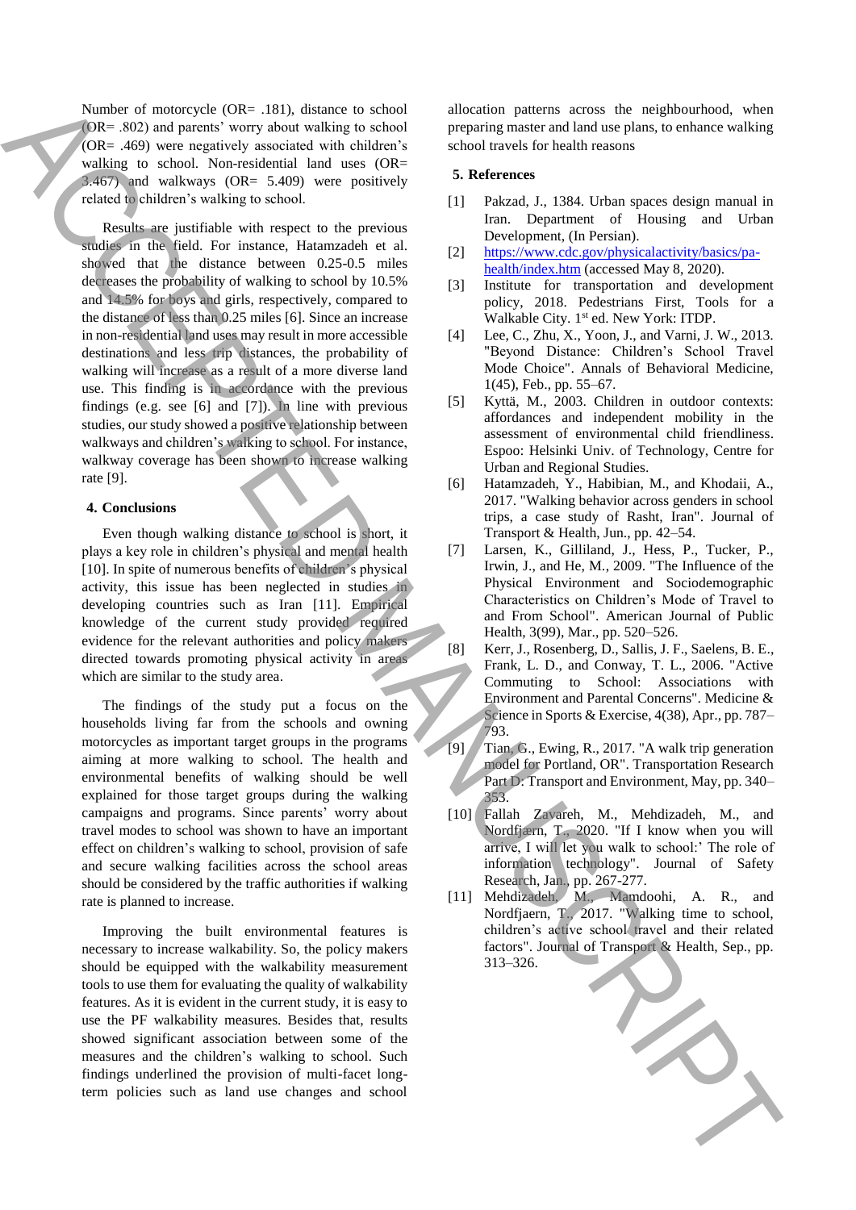Number of motorcycle (OR= .181), distance to school (OR= .802) and parents' worry about walking to school (OR= .469) were negatively associated with children's walking to school. Non-residential land uses (OR= 3.467) and walkways (OR= 5.409) were positively related to children's walking to school.

Results are justifiable with respect to the previous studies in the field. For instance, Hatamzadeh et al. showed that the distance between 0.25-0.5 miles decreases the probability of walking to school by 10.5% and 14.5% for boys and girls, respectively, compared to the distance of less than 0.25 miles [6]. Since an increase in non-residential land uses may result in more accessible destinations and less trip distances, the probability of walking will increase as a result of a more diverse land use. This finding is in accordance with the previous findings (e.g. see [6] and [7]). In line with previous studies, our study showed a positive relationship between walkways and children's walking to school. For instance, walkway coverage has been shown to increase walking rate [9].

## 4. Conclusions

Even though walking distance to school is short, it plays a key role in children's physical and mental health [10]. In spite of numerous benefits of children's physical activity, this issue has been neglected in studies in developing countries such as Iran [11]. Empirical knowledge of the current study provided required evidence for the relevant authorities and policy makers directed towards promoting physical activity in areas which are similar to the study area.

The findings of the study put a focus on the households living far from the schools and owning motorcycles as important target groups in the programs aiming at more walking to school. The health and environmental benefits of walking should be well explained for those target groups during the walking campaigns and programs. Since parents' worry about travel modes to school was shown to have an important effect on children's walking to school, provision of safe and secure walking facilities across the school areas should be considered by the traffic authorities if walking rate is planned to increase.

Improving the built environmental features is necessary to increase walkability. So, the policy makers should be equipped with the walkability measurement tools to use them for evaluating the quality of walkability features. As it is evident in the current study, it is easy to use the PF walkability measures. Besides that, results showed significant association between some of the measures and the children's walking to school. Such findings underlined the provision of multi-facet long-term policies such as land use changes and school allocation patterns across the neighbourhood, when preparing master and land use plans, to enhance walking school travels for health reasons

## 5. References

[1] Pakzad, J., 1384. Urban spaces design manual in Iran. Department of Housing and Urban Development, (In Persian).

[2] https://www.cdc.gov/physicalactivity/basics/pa-health/index.htm (accessed May 8, 2020).

[3] Institute for transportation and development policy, 2018. Pedestrians First, Tools for a Walkable City. 1st ed. New York: ITDP.

[4] Lee, C., Zhu, X., Yoon, J., and Varni, J. W., 2013. "Beyond Distance: Children's School Travel Mode Choice". Annals of Behavioral Medicine, 1(45), Feb., pp. 55–67.

[5] Kyttä, M., 2003. Children in outdoor contexts: affordances and independent mobility in the assessment of environmental child friendliness. Espoo: Helsinki Univ. of Technology, Centre for Urban and Regional Studies.

[6] Hatamzadeh, Y., Habibian, M., and Khodaii, A., 2017. "Walking behavior across genders in school trips, a case study of Rasht, Iran". Journal of Transport & Health, Jun., pp. 42–54.

[7] Larsen, K., Gilliland, J., Hess, P., Tucker, P., Irwin, J., and He, M., 2009. "The Influence of the Physical Environment and Sociodemographic Characteristics on Children's Mode of Travel to and From School". American Journal of Public Health, 3(99), Mar., pp. 520–526.

[8] Kerr, J., Rosenberg, D., Sallis, J. F., Saelens, B. E., Frank, L. D., and Conway, T. L., 2006. "Active Commuting to School: Associations with Environment and Parental Concerns". Medicine & Science in Sports & Exercise, 4(38), Apr., pp. 787–793.

[9] Tian, G., Ewing, R., 2017. "A walk trip generation model for Portland, OR". Transportation Research Part D: Transport and Environment, May, pp. 340–353.

[10] Fallah Zavareh, M., Mehdizadeh, M., and Nordfjærn, T., 2020. "If I know when you will arrive, I will let you walk to school:' The role of information technology". Journal of Safety Research, Jan., pp. 267-277.

[11] Mehdizadeh, M., Mamdoohi, A. R., and Nordfjaern, T., 2017. "Walking time to school, children's active school travel and their related factors". Journal of Transport & Health, Sep., pp. 313–326.